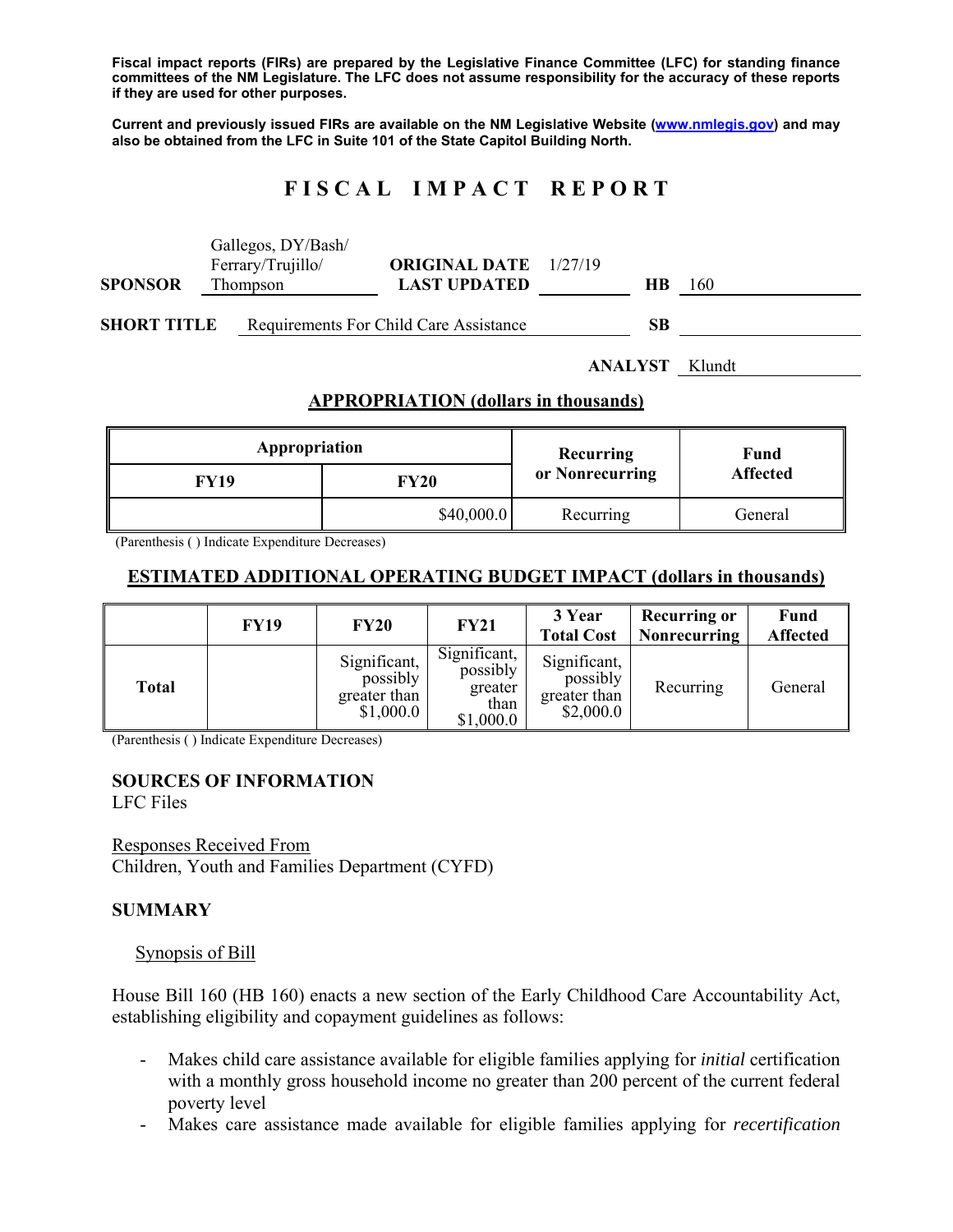**Fiscal impact reports (FIRs) are prepared by the Legislative Finance Committee (LFC) for standing finance committees of the NM Legislature. The LFC does not assume responsibility for the accuracy of these reports if they are used for other purposes.**

**Current and previously issued FIRs are available on the NM Legislative Website (www.nmlegis.gov) and may also be obtained from the LFC in Suite 101 of the State Capitol Building North.**

# FISCAL IMPACT REPORT

**SPONSOR** Gallegos, DY/Bash/Ferrary/Trujillo/Thompson **ORIGINAL DATE** 1/27/19 **LAST UPDATED** **HB** 160

**SHORT TITLE** Requirements For Child Care Assistance **SB**

**ANALYST** Klundt

## APPROPRIATION (dollars in thousands)

| Appropriation | | Recurring or Nonrecurring | Fund Affected |
|---|---|---|---|
| **FY19** | **FY20** | | |
| | $40,000.0 | Recurring | General |

(Parenthesis ( ) Indicate Expenditure Decreases)

## ESTIMATED ADDITIONAL OPERATING BUDGET IMPACT (dollars in thousands)

| | FY19 | FY20 | FY21 | 3 Year Total Cost | Recurring or Nonrecurring | Fund Affected |
|---|---|---|---|---|---|---|
| **Total** | | Significant, possibly greater than $1,000.0 | Significant, possibly greater than $1,000.0 | Significant, possibly greater than $2,000.0 | Recurring | General |

(Parenthesis ( ) Indicate Expenditure Decreases)

### SOURCES OF INFORMATION

LFC Files

Responses Received From
Children, Youth and Families Department (CYFD)

### SUMMARY

Synopsis of Bill

House Bill 160 (HB 160) enacts a new section of the Early Childhood Care Accountability Act, establishing eligibility and copayment guidelines as follows:

- Makes child care assistance available for eligible families applying for *initial* certification with a monthly gross household income no greater than 200 percent of the current federal poverty level
- Makes care assistance made available for eligible families applying for *recertification*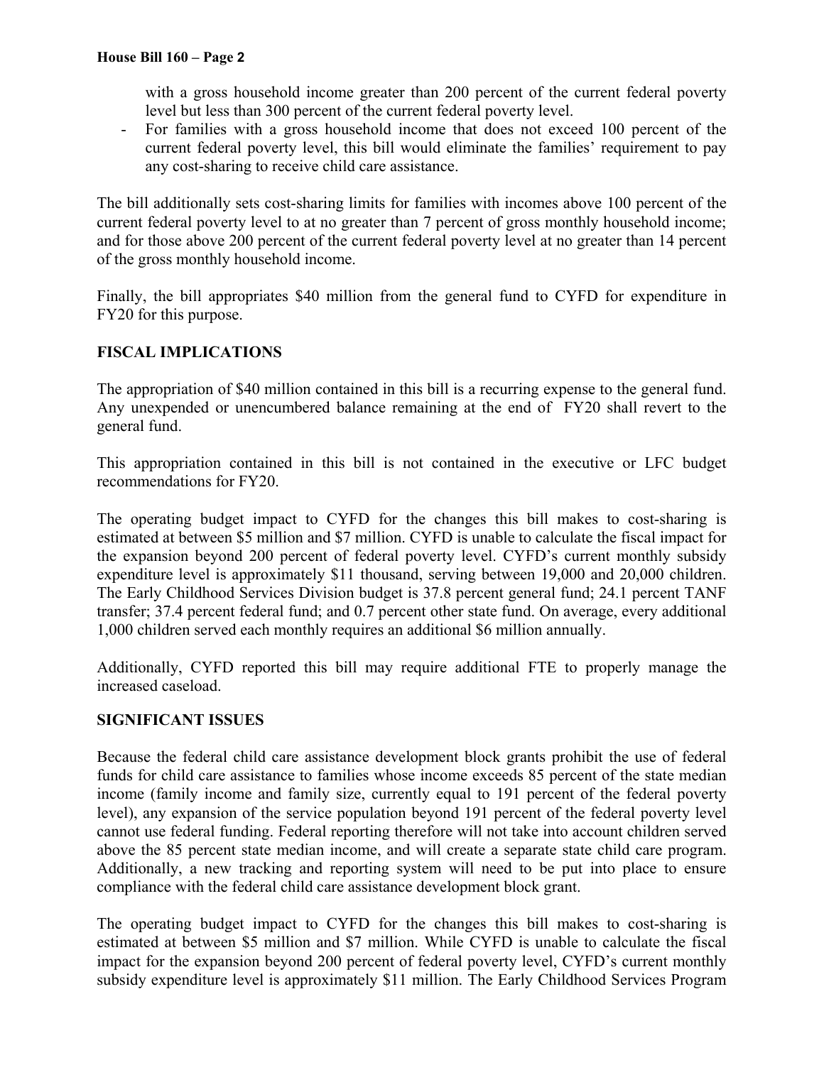with a gross household income greater than 200 percent of the current federal poverty level but less than 300 percent of the current federal poverty level.

- For families with a gross household income that does not exceed 100 percent of the current federal poverty level, this bill would eliminate the families' requirement to pay any cost-sharing to receive child care assistance.

The bill additionally sets cost-sharing limits for families with incomes above 100 percent of the current federal poverty level to at no greater than 7 percent of gross monthly household income; and for those above 200 percent of the current federal poverty level at no greater than 14 percent of the gross monthly household income.

Finally, the bill appropriates $40 million from the general fund to CYFD for expenditure in FY20 for this purpose.

**FISCAL IMPLICATIONS**

The appropriation of $40 million contained in this bill is a recurring expense to the general fund. Any unexpended or unencumbered balance remaining at the end of FY20 shall revert to the general fund.

This appropriation contained in this bill is not contained in the executive or LFC budget recommendations for FY20.

The operating budget impact to CYFD for the changes this bill makes to cost-sharing is estimated at between $5 million and $7 million. CYFD is unable to calculate the fiscal impact for the expansion beyond 200 percent of federal poverty level. CYFD's current monthly subsidy expenditure level is approximately $11 thousand, serving between 19,000 and 20,000 children. The Early Childhood Services Division budget is 37.8 percent general fund; 24.1 percent TANF transfer; 37.4 percent federal fund; and 0.7 percent other state fund. On average, every additional 1,000 children served each monthly requires an additional $6 million annually.

Additionally, CYFD reported this bill may require additional FTE to properly manage the increased caseload.

**SIGNIFICANT ISSUES**

Because the federal child care assistance development block grants prohibit the use of federal funds for child care assistance to families whose income exceeds 85 percent of the state median income (family income and family size, currently equal to 191 percent of the federal poverty level), any expansion of the service population beyond 191 percent of the federal poverty level cannot use federal funding. Federal reporting therefore will not take into account children served above the 85 percent state median income, and will create a separate state child care program. Additionally, a new tracking and reporting system will need to be put into place to ensure compliance with the federal child care assistance development block grant.

The operating budget impact to CYFD for the changes this bill makes to cost-sharing is estimated at between $5 million and $7 million. While CYFD is unable to calculate the fiscal impact for the expansion beyond 200 percent of federal poverty level, CYFD's current monthly subsidy expenditure level is approximately $11 million. The Early Childhood Services Program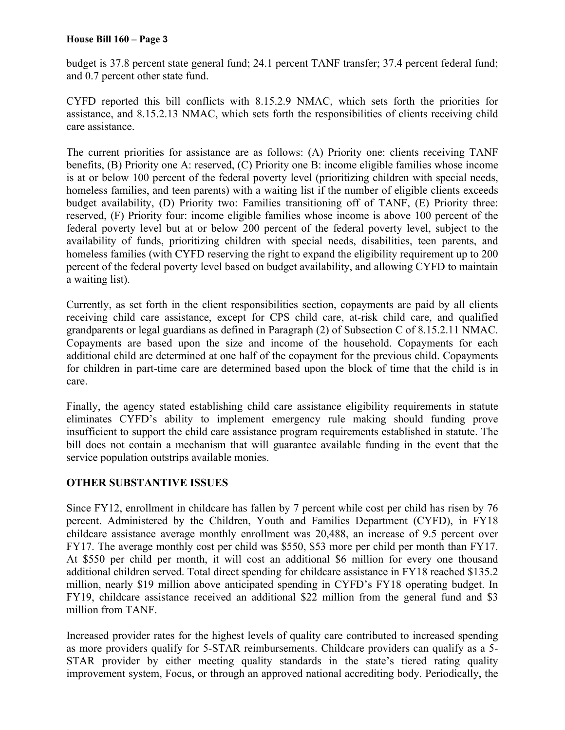budget is 37.8 percent state general fund; 24.1 percent TANF transfer; 37.4 percent federal fund; and 0.7 percent other state fund.

CYFD reported this bill conflicts with 8.15.2.9 NMAC, which sets forth the priorities for assistance, and 8.15.2.13 NMAC, which sets forth the responsibilities of clients receiving child care assistance.

The current priorities for assistance are as follows: (A) Priority one: clients receiving TANF benefits, (B) Priority one A: reserved, (C) Priority one B: income eligible families whose income is at or below 100 percent of the federal poverty level (prioritizing children with special needs, homeless families, and teen parents) with a waiting list if the number of eligible clients exceeds budget availability, (D) Priority two: Families transitioning off of TANF, (E) Priority three: reserved, (F) Priority four: income eligible families whose income is above 100 percent of the federal poverty level but at or below 200 percent of the federal poverty level, subject to the availability of funds, prioritizing children with special needs, disabilities, teen parents, and homeless families (with CYFD reserving the right to expand the eligibility requirement up to 200 percent of the federal poverty level based on budget availability, and allowing CYFD to maintain a waiting list).

Currently, as set forth in the client responsibilities section, copayments are paid by all clients receiving child care assistance, except for CPS child care, at-risk child care, and qualified grandparents or legal guardians as defined in Paragraph (2) of Subsection C of 8.15.2.11 NMAC. Copayments are based upon the size and income of the household. Copayments for each additional child are determined at one half of the copayment for the previous child. Copayments for children in part-time care are determined based upon the block of time that the child is in care.

Finally, the agency stated establishing child care assistance eligibility requirements in statute eliminates CYFD's ability to implement emergency rule making should funding prove insufficient to support the child care assistance program requirements established in statute. The bill does not contain a mechanism that will guarantee available funding in the event that the service population outstrips available monies.

## OTHER SUBSTANTIVE ISSUES

Since FY12, enrollment in childcare has fallen by 7 percent while cost per child has risen by 76 percent. Administered by the Children, Youth and Families Department (CYFD), in FY18 childcare assistance average monthly enrollment was 20,488, an increase of 9.5 percent over FY17. The average monthly cost per child was $550, $53 more per child per month than FY17. At $550 per child per month, it will cost an additional $6 million for every one thousand additional children served. Total direct spending for childcare assistance in FY18 reached $135.2 million, nearly $19 million above anticipated spending in CYFD's FY18 operating budget. In FY19, childcare assistance received an additional $22 million from the general fund and $3 million from TANF.

Increased provider rates for the highest levels of quality care contributed to increased spending as more providers qualify for 5-STAR reimbursements. Childcare providers can qualify as a 5-STAR provider by either meeting quality standards in the state's tiered rating quality improvement system, Focus, or through an approved national accrediting body. Periodically, the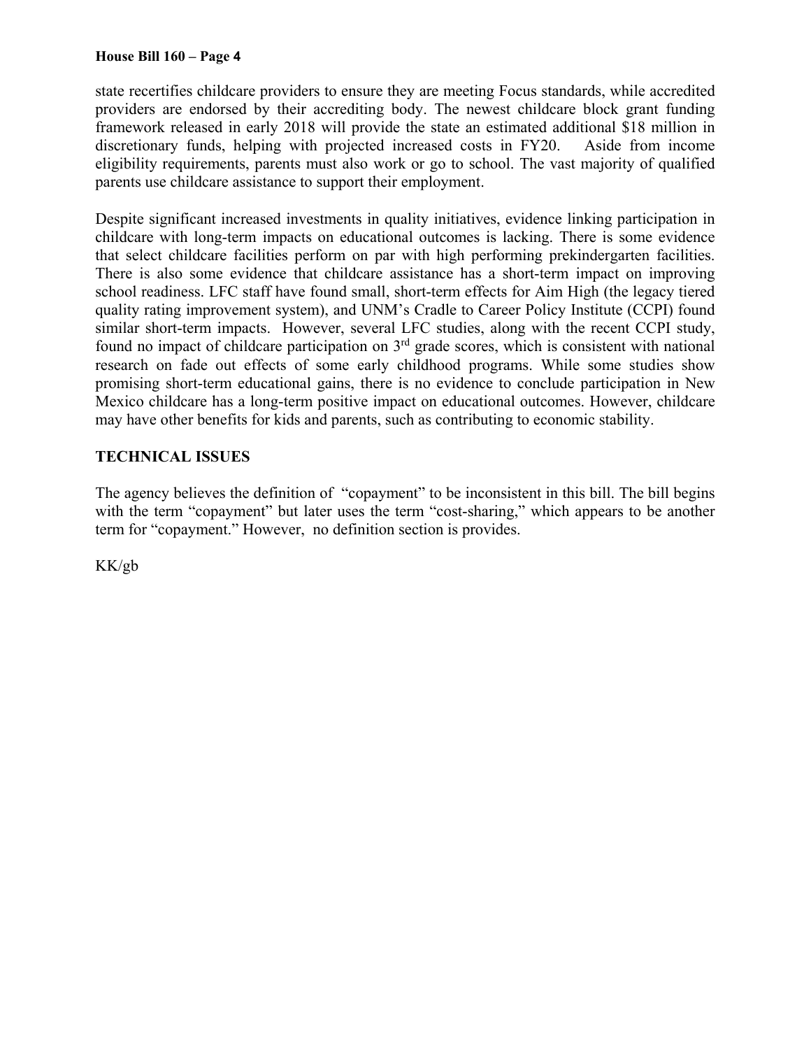state recertifies childcare providers to ensure they are meeting Focus standards, while accredited providers are endorsed by their accrediting body. The newest childcare block grant funding framework released in early 2018 will provide the state an estimated additional $18 million in discretionary funds, helping with projected increased costs in FY20. Aside from income eligibility requirements, parents must also work or go to school. The vast majority of qualified parents use childcare assistance to support their employment.

Despite significant increased investments in quality initiatives, evidence linking participation in childcare with long-term impacts on educational outcomes is lacking. There is some evidence that select childcare facilities perform on par with high performing prekindergarten facilities. There is also some evidence that childcare assistance has a short-term impact on improving school readiness. LFC staff have found small, short-term effects for Aim High (the legacy tiered quality rating improvement system), and UNM's Cradle to Career Policy Institute (CCPI) found similar short-term impacts. However, several LFC studies, along with the recent CCPI study, found no impact of childcare participation on 3rd grade scores, which is consistent with national research on fade out effects of some early childhood programs. While some studies show promising short-term educational gains, there is no evidence to conclude participation in New Mexico childcare has a long-term positive impact on educational outcomes. However, childcare may have other benefits for kids and parents, such as contributing to economic stability.

## TECHNICAL ISSUES

The agency believes the definition of "copayment" to be inconsistent in this bill. The bill begins with the term "copayment" but later uses the term "cost-sharing," which appears to be another term for "copayment." However, no definition section is provides.

KK/gb